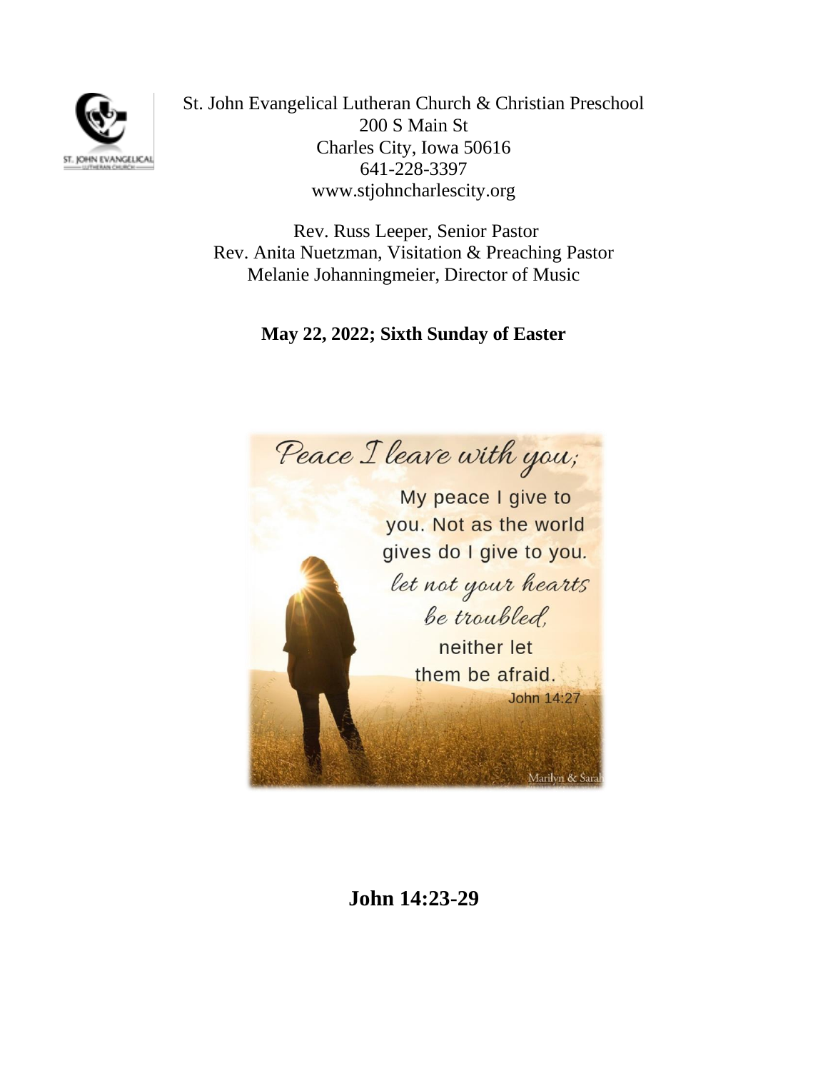St. John Evangelical Lutheran Church & Christian Preschool
200 S Main St
Charles City, Iowa 50616
641-228-3397
www.stjohncharlescity.org

Rev. Russ Leeper, Senior Pastor
Rev. Anita Nuetzman, Visitation & Preaching Pastor
Melanie Johanningmeier, Director of Music

**May 22, 2022; Sixth Sunday of Easter**

# John 14:23-29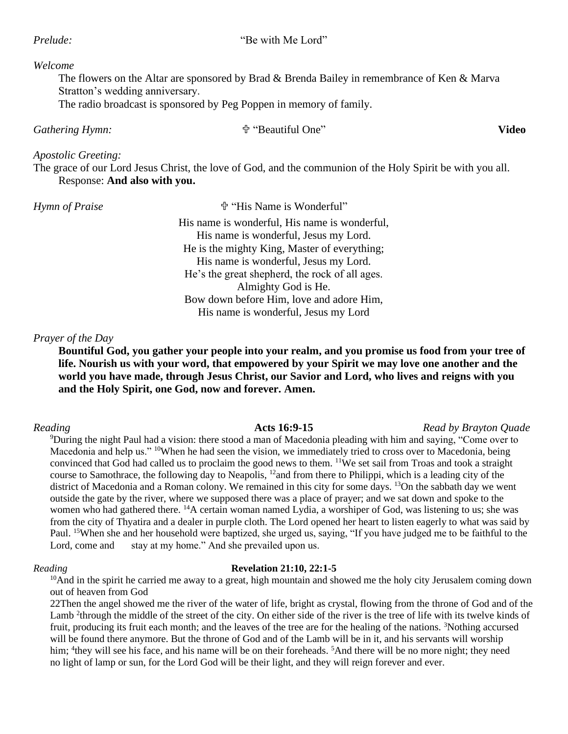*Prelude:* "Be with Me Lord"

*Welcome*

The flowers on the Altar are sponsored by Brad & Brenda Bailey in remembrance of Ken & Marva Stratton's wedding anniversary.

The radio broadcast is sponsored by Peg Poppen in memory of family.

*Gathering Hymn:* ✞ "Beautiful One" **Video**

*Apostolic Greeting:*

The grace of our Lord Jesus Christ, the love of God, and the communion of the Holy Spirit be with you all.

Response: **And also with you.**

*Hymn of Praise* ✞ "His Name is Wonderful"

His name is wonderful, His name is wonderful,
His name is wonderful, Jesus my Lord.
He is the mighty King, Master of everything;
His name is wonderful, Jesus my Lord.
He's the great shepherd, the rock of all ages.
Almighty God is He.
Bow down before Him, love and adore Him,
His name is wonderful, Jesus my Lord

*Prayer of the Day*

**Bountiful God, you gather your people into your realm, and you promise us food from your tree of life. Nourish us with your word, that empowered by your Spirit we may love one another and the world you have made, through Jesus Christ, our Savior and Lord, who lives and reigns with you and the Holy Spirit, one God, now and forever. Amen.**

*Reading* **Acts 16:9-15** *Read by Brayton Quade*

[9]During the night Paul had a vision: there stood a man of Macedonia pleading with him and saying, "Come over to Macedonia and help us." [10]When he had seen the vision, we immediately tried to cross over to Macedonia, being convinced that God had called us to proclaim the good news to them. [11]We set sail from Troas and took a straight course to Samothrace, the following day to Neapolis, [12]and from there to Philippi, which is a leading city of the district of Macedonia and a Roman colony. We remained in this city for some days. [13]On the sabbath day we went outside the gate by the river, where we supposed there was a place of prayer; and we sat down and spoke to the women who had gathered there. [14]A certain woman named Lydia, a worshiper of God, was listening to us; she was from the city of Thyatira and a dealer in purple cloth. The Lord opened her heart to listen eagerly to what was said by Paul. [15]When she and her household were baptized, she urged us, saying, "If you have judged me to be faithful to the Lord, come and stay at my home." And she prevailed upon us.

*Reading* **Revelation 21:10, 22:1-5**

[10]And in the spirit he carried me away to a great, high mountain and showed me the holy city Jerusalem coming down out of heaven from God

22Then the angel showed me the river of the water of life, bright as crystal, flowing from the throne of God and of the Lamb [2]through the middle of the street of the city. On either side of the river is the tree of life with its twelve kinds of fruit, producing its fruit each month; and the leaves of the tree are for the healing of the nations. [3]Nothing accursed will be found there anymore. But the throne of God and of the Lamb will be in it, and his servants will worship him; [4]they will see his face, and his name will be on their foreheads. [5]And there will be no more night; they need no light of lamp or sun, for the Lord God will be their light, and they will reign forever and ever.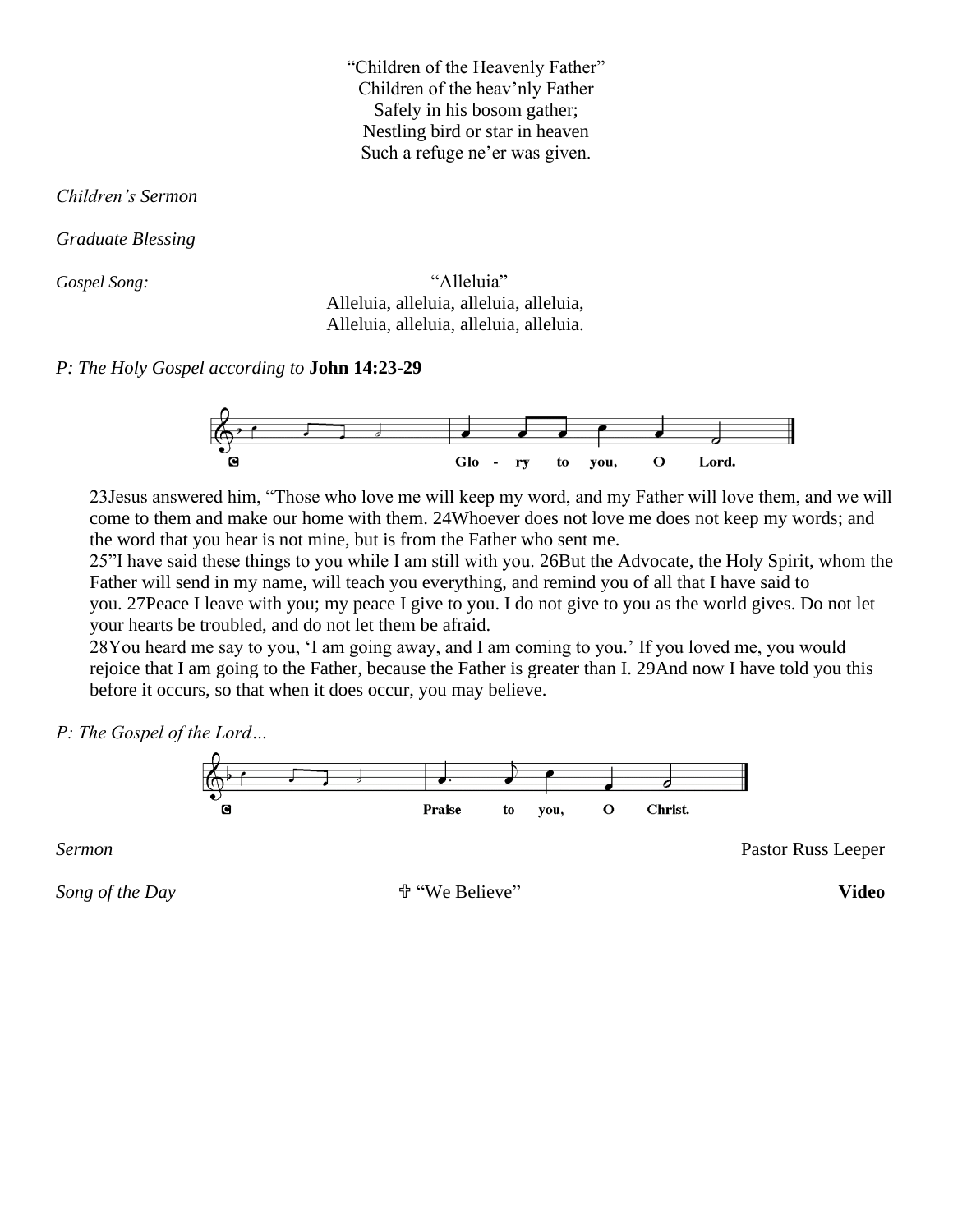"Children of the Heavenly Father"
Children of the heav'nly Father
Safely in his bosom gather;
Nestling bird or star in heaven
Such a refuge ne'er was given.

*Children's Sermon*

*Graduate Blessing*

*Gospel Song:* "Alleluia"
Alleluia, alleluia, alleluia, alleluia,
Alleluia, alleluia, alleluia, alleluia.

*P: The Holy Gospel according to* **John 14:23-29**

**C** Glo - ry to you, O Lord.

23Jesus answered him, "Those who love me will keep my word, and my Father will love them, and we will come to them and make our home with them. 24Whoever does not love me does not keep my words; and the word that you hear is not mine, but is from the Father who sent me.
25"I have said these things to you while I am still with you. 26But the Advocate, the Holy Spirit, whom the Father will send in my name, will teach you everything, and remind you of all that I have said to you. 27Peace I leave with you; my peace I give to you. I do not give to you as the world gives. Do not let your hearts be troubled, and do not let them be afraid.
28You heard me say to you, 'I am going away, and I am coming to you.' If you loved me, you would rejoice that I am going to the Father, because the Father is greater than I. 29And now I have told you this before it occurs, so that when it does occur, you may believe.

*P: The Gospel of the Lord…*

**C** Praise to you, O Christ.

*Sermon* Pastor Russ Leeper

*Song of the Day* ✞ "We Believe" **Video**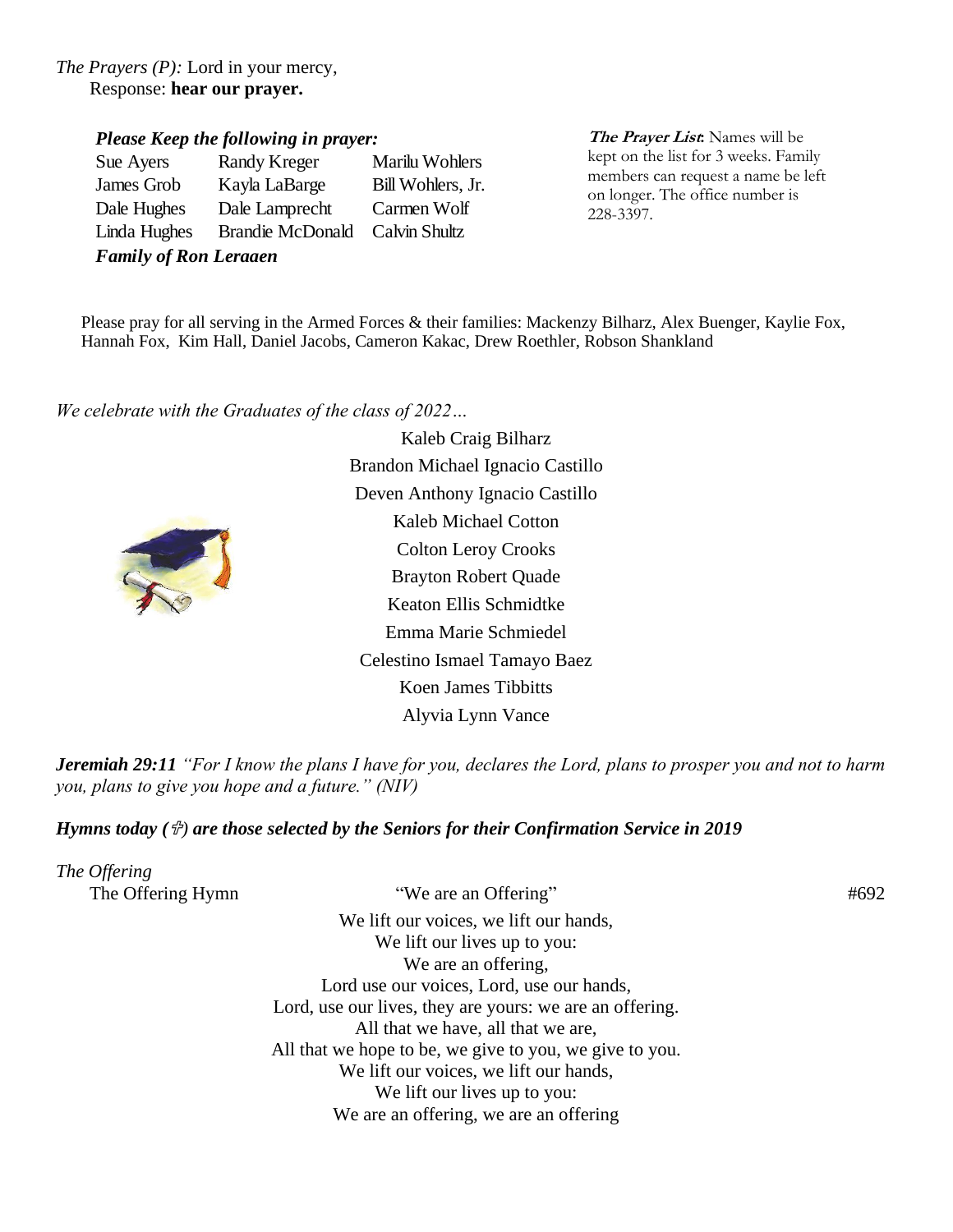*The Prayers (P):* Lord in your mercy,
Response: **hear our prayer.**

***Please Keep the following in prayer:***

| | | |
|---|---|---|
| Sue Ayers | Randy Kreger | Marilu Wohlers |
| James Grob | Kayla LaBarge | Bill Wohlers, Jr. |
| Dale Hughes | Dale Lamprecht | Carmen Wolf |
| Linda Hughes | Brandie McDonald | Calvin Shultz |

***Family of Ron Leraaen***

***The Prayer List:*** Names will be kept on the list for 3 weeks. Family members can request a name be left on longer. The office number is 228-3397.

Please pray for all serving in the Armed Forces & their families: Mackenzy Bilharz, Alex Buenger, Kaylie Fox, Hannah Fox, Kim Hall, Daniel Jacobs, Cameron Kakac, Drew Roethler, Robson Shankland

*We celebrate with the Graduates of the class of 2022…*

Kaleb Craig Bilharz
Brandon Michael Ignacio Castillo
Deven Anthony Ignacio Castillo
Kaleb Michael Cotton
Colton Leroy Crooks
Brayton Robert Quade
Keaton Ellis Schmidtke
Emma Marie Schmiedel
Celestino Ismael Tamayo Baez
Koen James Tibbitts
Alyvia Lynn Vance

***Jeremiah 29:11*** *"For I know the plans I have for you, declares the Lord, plans to prosper you and not to harm you, plans to give you hope and a future." (NIV)*

***Hymns today (✞) are those selected by the Seniors for their Confirmation Service in 2019***

*The Offering*

The Offering Hymn "We are an Offering" #692

We lift our voices, we lift our hands,
We lift our lives up to you:
We are an offering,
Lord use our voices, Lord, use our hands,
Lord, use our lives, they are yours: we are an offering.
All that we have, all that we are,
All that we hope to be, we give to you, we give to you.
We lift our voices, we lift our hands,
We lift our lives up to you:
We are an offering, we are an offering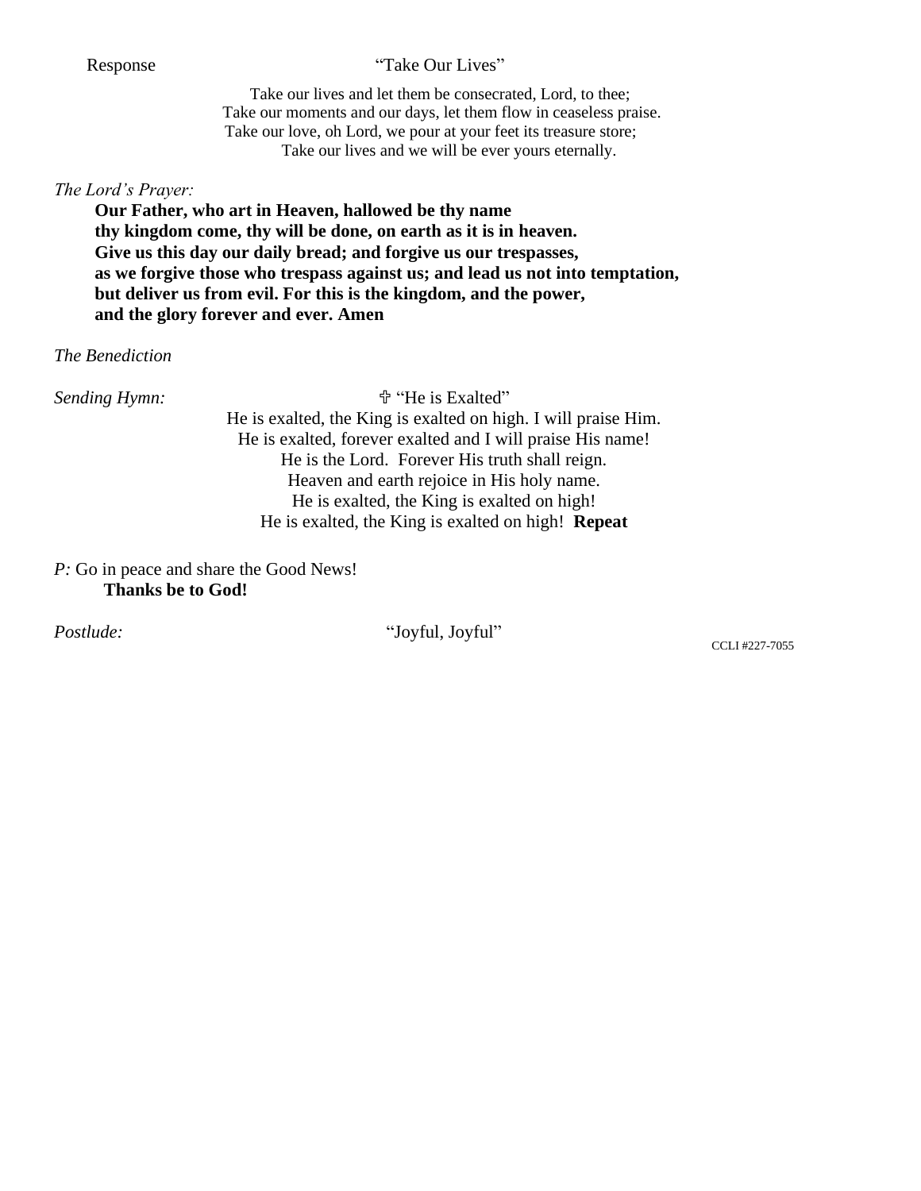Response "Take Our Lives"

Take our lives and let them be consecrated, Lord, to thee;  
Take our moments and our days, let them flow in ceaseless praise.  
Take our love, oh Lord, we pour at your feet its treasure store;  
Take our lives and we will be ever yours eternally.

*The Lord's Prayer:*

**Our Father, who art in Heaven, hallowed be thy name**  
**thy kingdom come, thy will be done, on earth as it is in heaven.**  
**Give us this day our daily bread; and forgive us our trespasses,**  
**as we forgive those who trespass against us; and lead us not into temptation,**  
**but deliver us from evil. For this is the kingdom, and the power,**  
**and the glory forever and ever. Amen**

*The Benediction*

*Sending Hymn:* ✞ "He is Exalted"

He is exalted, the King is exalted on high. I will praise Him.  
He is exalted, forever exalted and I will praise His name!  
He is the Lord. Forever His truth shall reign.  
Heaven and earth rejoice in His holy name.  
He is exalted, the King is exalted on high!  
He is exalted, the King is exalted on high! **Repeat**

*P:* Go in peace and share the Good News!  
**Thanks be to God!**

*Postlude:* "Joyful, Joyful"

CCLI #227-7055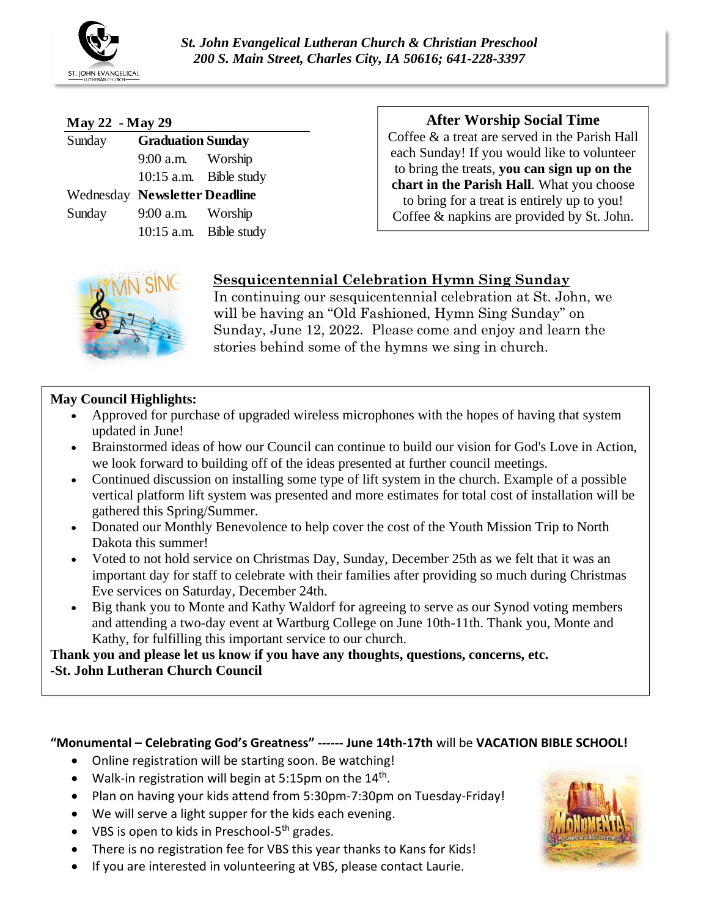*St. John Evangelical Lutheran Church & Christian Preschool*
*200 S. Main Street, Charles City, IA 50616; 641-228-3397*

**May 22 - May 29**

| Sunday | **Graduation Sunday** | |
|---|---|---|
| | 9:00 a.m. | Worship |
| | 10:15 a.m. | Bible study |
| Wednesday | **Newsletter Deadline** | |
| Sunday | 9:00 a.m. | Worship |
| | 10:15 a.m. | Bible study |

### After Worship Social Time

Coffee & a treat are served in the Parish Hall each Sunday! If you would like to volunteer to bring the treats, **you can sign up on the chart in the Parish Hall**. What you choose to bring for a treat is entirely up to you! Coffee & napkins are provided by St. John.

### Sesquicentennial Celebration Hymn Sing Sunday

In continuing our sesquicentennial celebration at St. John, we will be having an "Old Fashioned, Hymn Sing Sunday" on Sunday, June 12, 2022. Please come and enjoy and learn the stories behind some of the hymns we sing in church.

**May Council Highlights:**

- Approved for purchase of upgraded wireless microphones with the hopes of having that system updated in June!
- Brainstormed ideas of how our Council can continue to build our vision for God's Love in Action, we look forward to building off of the ideas presented at further council meetings.
- Continued discussion on installing some type of lift system in the church. Example of a possible vertical platform lift system was presented and more estimates for total cost of installation will be gathered this Spring/Summer.
- Donated our Monthly Benevolence to help cover the cost of the Youth Mission Trip to North Dakota this summer!
- Voted to not hold service on Christmas Day, Sunday, December 25th as we felt that it was an important day for staff to celebrate with their families after providing so much during Christmas Eve services on Saturday, December 24th.
- Big thank you to Monte and Kathy Waldorf for agreeing to serve as our Synod voting members and attending a two-day event at Wartburg College on June 10th-11th. Thank you, Monte and Kathy, for fulfilling this important service to our church.

**Thank you and please let us know if you have any thoughts, questions, concerns, etc.**
**-St. John Lutheran Church Council**

**"Monumental – Celebrating God's Greatness" ------ June 14th-17th** will be **VACATION BIBLE SCHOOL!**

- Online registration will be starting soon. Be watching!
- Walk-in registration will begin at 5:15pm on the 14th.
- Plan on having your kids attend from 5:30pm-7:30pm on Tuesday-Friday!
- We will serve a light supper for the kids each evening.
- VBS is open to kids in Preschool-5th grades.
- There is no registration fee for VBS this year thanks to Kans for Kids!
- If you are interested in volunteering at VBS, please contact Laurie.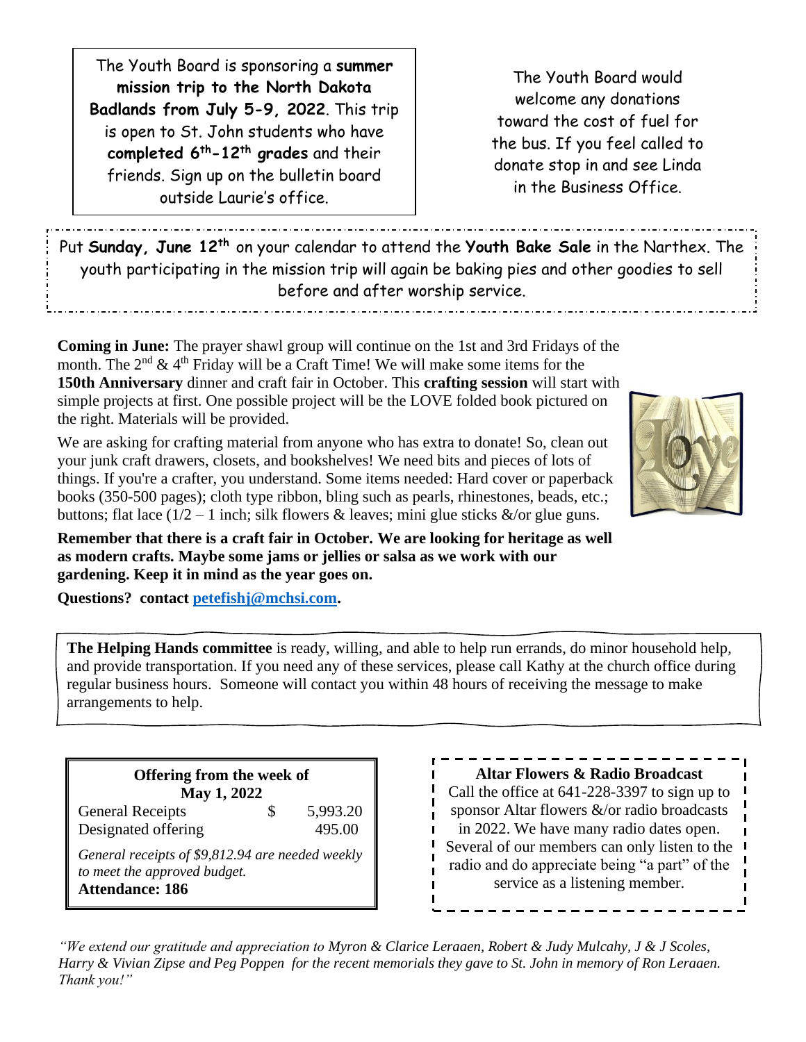The Youth Board is sponsoring a **summer mission trip to the North Dakota Badlands from July 5-9, 2022**. This trip is open to St. John students who have **completed 6th-12th grades** and their friends. Sign up on the bulletin board outside Laurie's office.

The Youth Board would welcome any donations toward the cost of fuel for the bus. If you feel called to donate stop in and see Linda in the Business Office.

Put **Sunday, June 12th** on your calendar to attend the **Youth Bake Sale** in the Narthex. The youth participating in the mission trip will again be baking pies and other goodies to sell before and after worship service.

**Coming in June:** The prayer shawl group will continue on the 1st and 3rd Fridays of the month. The 2nd & 4th Friday will be a Craft Time! We will make some items for the **150th Anniversary** dinner and craft fair in October. This **crafting session** will start with simple projects at first. One possible project will be the LOVE folded book pictured on the right. Materials will be provided.

We are asking for crafting material from anyone who has extra to donate! So, clean out your junk craft drawers, closets, and bookshelves! We need bits and pieces of lots of things. If you're a crafter, you understand. Some items needed: Hard cover or paperback books (350-500 pages); cloth type ribbon, bling such as pearls, rhinestones, beads, etc.; buttons; flat lace (1/2 – 1 inch; silk flowers & leaves; mini glue sticks &/or glue guns.

**Remember that there is a craft fair in October. We are looking for heritage as well as modern crafts. Maybe some jams or jellies or salsa as we work with our gardening. Keep it in mind as the year goes on.**

**Questions? contact petefishj@mchsi.com.**

**The Helping Hands committee** is ready, willing, and able to help run errands, do minor household help, and provide transportation. If you need any of these services, please call Kathy at the church office during regular business hours. Someone will contact you within 48 hours of receiving the message to make arrangements to help.

**Offering from the week of May 1, 2022**

| | | |
|---|---|---|
| General Receipts | $ | 5,993.20 |
| Designated offering | | 495.00 |

*General receipts of $9,812.94 are needed weekly to meet the approved budget.*

**Attendance: 186**

**Altar Flowers & Radio Broadcast**

Call the office at 641-228-3397 to sign up to sponsor Altar flowers &/or radio broadcasts in 2022. We have many radio dates open. Several of our members can only listen to the radio and do appreciate being "a part" of the service as a listening member.

*"We extend our gratitude and appreciation to Myron & Clarice Leraaen, Robert & Judy Mulcahy, J & J Scoles, Harry & Vivian Zipse and Peg Poppen for the recent memorials they gave to St. John in memory of Ron Leraaen. Thank you!"*